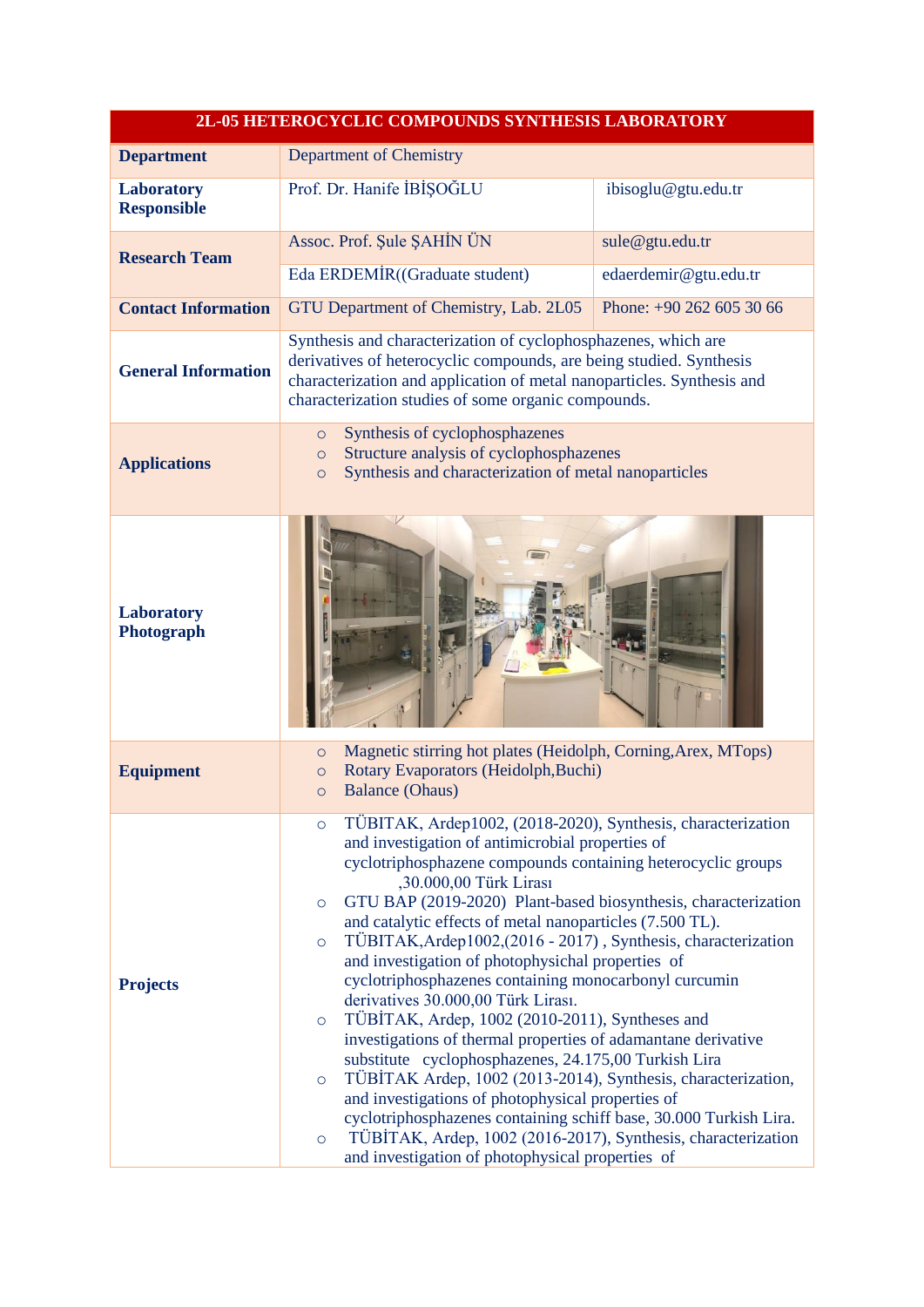| 2L-05 HETEROCYCLIC COMPOUNDS SYNTHESIS LABORATORY | | |
|---|---|---|
| **Department** | Department of Chemistry | |
| **Laboratory Responsible** | Prof. Dr. Hanife İBİŞOĞLU | ibisoglu@gtu.edu.tr |
| **Research Team** | Assoc. Prof. Şule ŞAHİN ÜN | sule@gtu.edu.tr |
| | Eda ERDEMİR((Graduate student) | edaerdemir@gtu.edu.tr |
| **Contact Information** | GTU Department of Chemistry, Lab. 2L05 | Phone: +90 262 605 30 66 |
| **General Information** | Synthesis and characterization of cyclophosphazenes, which are derivatives of heterocyclic compounds, are being studied. Synthesis characterization and application of metal nanoparticles. Synthesis and characterization studies of some organic compounds. | |
| **Applications** | ○ Synthesis of cyclophosphazenes<br>○ Structure analysis of cyclophosphazenes<br>○ Synthesis and characterization of metal nanoparticles | |
| **Laboratory Photograph** | | |
| **Equipment** | ○ Magnetic stirring hot plates (Heidolph, Corning,Arex, MTops)<br>○ Rotary Evaporators (Heidolph,Buchi)<br>○ Balance (Ohaus) | |
| **Projects** | ○ TÜBITAK, Ardep1002, (2018-2020), Synthesis, characterization and investigation of antimicrobial properties of cyclotriphosphazene compounds containing heterocyclic groups ,30.000,00 Türk Lirası<br>○ GTU BAP (2019-2020) Plant-based biosynthesis, characterization and catalytic effects of metal nanoparticles (7.500 TL).<br>○ TÜBİTAK,Ardep1002,(2016 - 2017) , Synthesis, characterization and investigation of photophysichal properties of cyclotriphosphazenes containing monocarbonyl curcumin derivatives 30.000,00 Türk Lirası.<br>○ TÜBİTAK, Ardep, 1002 (2010-2011), Syntheses and investigations of thermal properties of adamantane derivative substitute cyclophosphazenes, 24.175,00 Turkish Lira<br>○ TÜBİTAK Ardep, 1002 (2013-2014), Synthesis, characterization, and investigations of photophysical properties of cyclotriphosphazenes containing schiff base, 30.000 Turkish Lira.<br>○ TÜBİTAK, Ardep, 1002 (2016-2017), Synthesis, characterization and investigation of photophysical properties of | |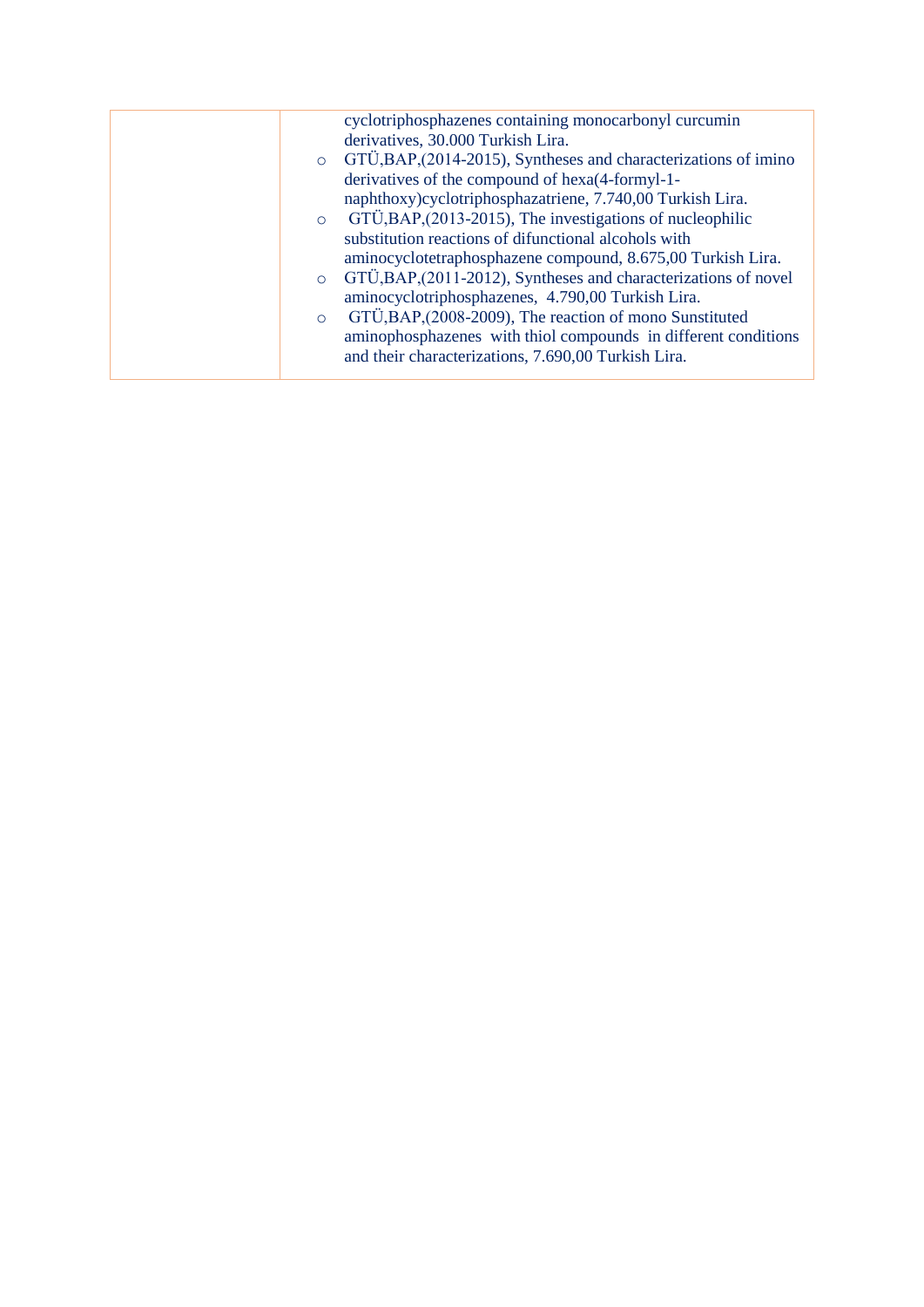| | |
|---|---|
| | cyclotriphosphazenes containing monocarbonyl curcumin derivatives, 30.000 Turkish Lira.<br>◦ GTÜ,BAP,(2014-2015), Syntheses and characterizations of imino derivatives of the compound of hexa(4-formyl-1-naphthoxy)cyclotriphosphazatriene, 7.740,00 Turkish Lira.<br>◦ GTÜ,BAP,(2013-2015), The investigations of nucleophilic substitution reactions of difunctional alcohols with aminocyclotetraphosphazene compound, 8.675,00 Turkish Lira.<br>◦ GTÜ,BAP,(2011-2012), Syntheses and characterizations of novel aminocyclotriphosphazenes, 4.790,00 Turkish Lira.<br>◦ GTÜ,BAP,(2008-2009), The reaction of mono Sunstituted aminophosphazenes with thiol compounds in different conditions and their characterizations, 7.690,00 Turkish Lira. |